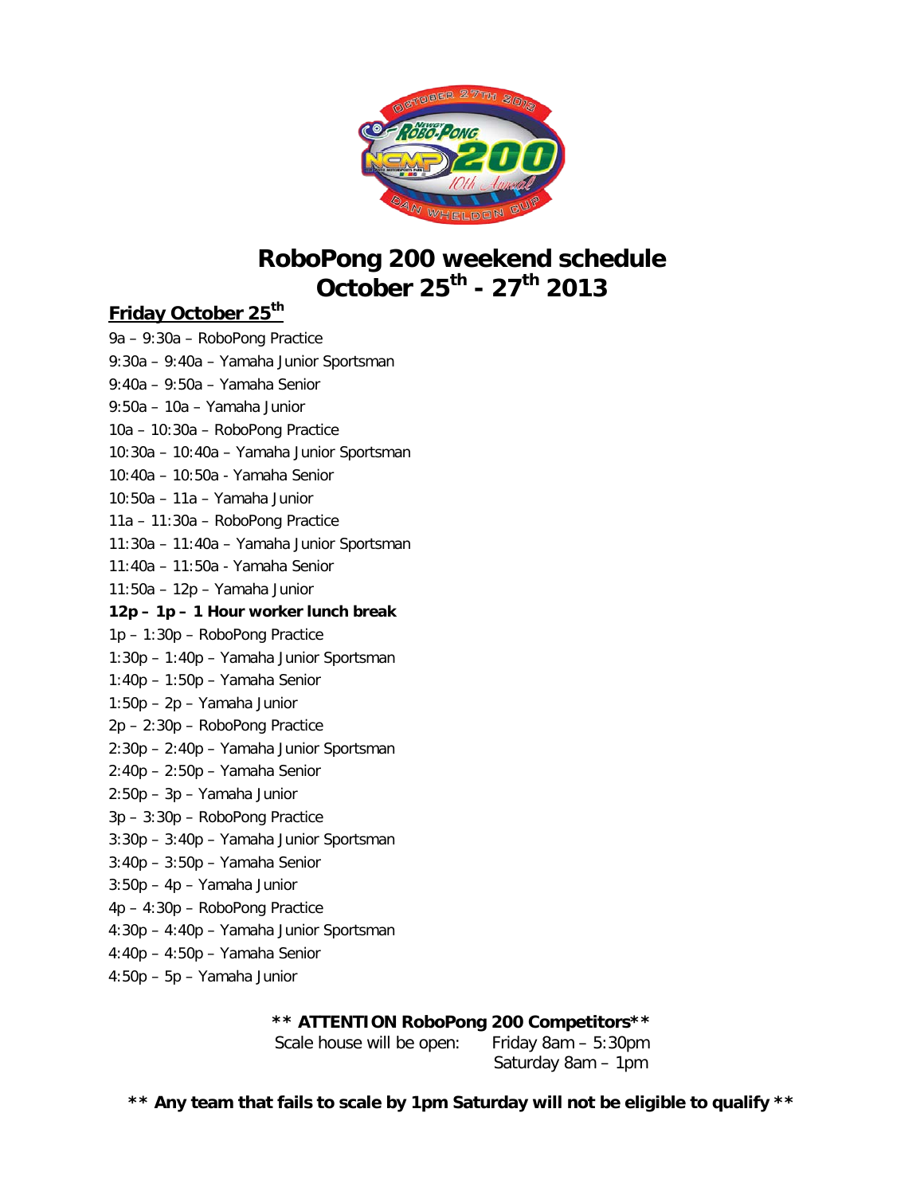# RoboPong 200 weekend schedule
# October 25th - 27th 2013

## Friday October 25th

9a – 9:30a – RoboPong Practice
9:30a – 9:40a – Yamaha Junior Sportsman
9:40a – 9:50a – Yamaha Senior
9:50a – 10a – Yamaha Junior
10a – 10:30a – RoboPong Practice
10:30a – 10:40a – Yamaha Junior Sportsman
10:40a – 10:50a - Yamaha Senior
10:50a – 11a – Yamaha Junior
11a – 11:30a – RoboPong Practice
11:30a – 11:40a – Yamaha Junior Sportsman
11:40a – 11:50a - Yamaha Senior
11:50a – 12p – Yamaha Junior
**12p – 1p – 1 Hour worker lunch break**
1p – 1:30p – RoboPong Practice
1:30p – 1:40p – Yamaha Junior Sportsman
1:40p – 1:50p – Yamaha Senior
1:50p – 2p – Yamaha Junior
2p – 2:30p – RoboPong Practice
2:30p – 2:40p – Yamaha Junior Sportsman
2:40p – 2:50p – Yamaha Senior
2:50p – 3p – Yamaha Junior
3p – 3:30p – RoboPong Practice
3:30p – 3:40p – Yamaha Junior Sportsman
3:40p – 3:50p – Yamaha Senior
3:50p – 4p – Yamaha Junior
4p – 4:30p – RoboPong Practice
4:30p – 4:40p – Yamaha Junior Sportsman
4:40p – 4:50p – Yamaha Senior
4:50p – 5p – Yamaha Junior

**** ATTENTION RoboPong 200 Competitors****

Scale house will be open: Friday 8am – 5:30pm
Saturday 8am – 1pm

**** Any team that fails to scale by 1pm Saturday will not be eligible to qualify ****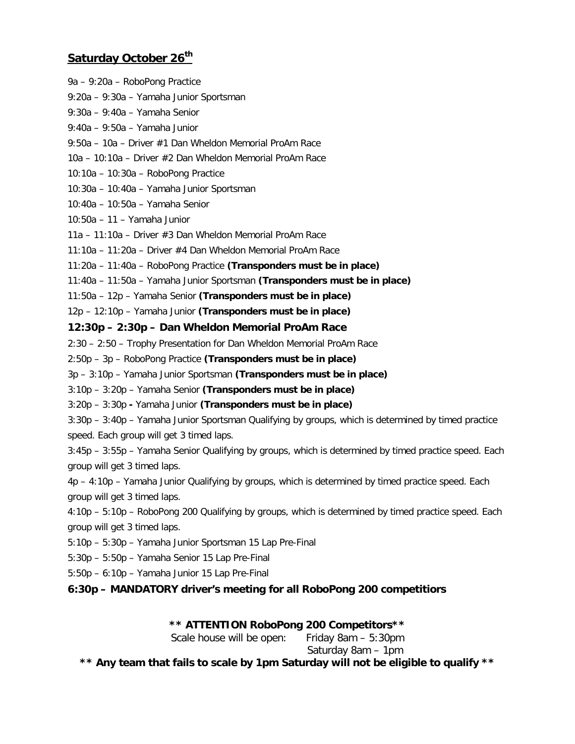## Saturday October 26th

9a – 9:20a – RoboPong Practice

9:20a – 9:30a – Yamaha Junior Sportsman

9:30a – 9:40a – Yamaha Senior

9:40a – 9:50a – Yamaha Junior

9:50a – 10a – Driver #1 Dan Wheldon Memorial ProAm Race

10a – 10:10a – Driver #2 Dan Wheldon Memorial ProAm Race

10:10a – 10:30a – RoboPong Practice

10:30a – 10:40a – Yamaha Junior Sportsman

10:40a – 10:50a – Yamaha Senior

10:50a – 11 – Yamaha Junior

11a – 11:10a – Driver #3 Dan Wheldon Memorial ProAm Race

11:10a – 11:20a – Driver #4 Dan Wheldon Memorial ProAm Race

11:20a – 11:40a – RoboPong Practice **(Transponders must be in place)**

11:40a – 11:50a – Yamaha Junior Sportsman **(Transponders must be in place)**

11:50a – 12p – Yamaha Senior **(Transponders must be in place)**

12p – 12:10p – Yamaha Junior **(Transponders must be in place)**

**12:30p – 2:30p – Dan Wheldon Memorial ProAm Race**

2:30 – 2:50 – Trophy Presentation for Dan Wheldon Memorial ProAm Race

2:50p – 3p – RoboPong Practice **(Transponders must be in place)**

3p – 3:10p – Yamaha Junior Sportsman **(Transponders must be in place)**

3:10p – 3:20p – Yamaha Senior **(Transponders must be in place)**

3:20p – 3:30p **-** Yamaha Junior **(Transponders must be in place)**

3:30p – 3:40p – Yamaha Junior Sportsman Qualifying by groups, which is determined by timed practice speed. Each group will get 3 timed laps.

3:45p – 3:55p – Yamaha Senior Qualifying by groups, which is determined by timed practice speed. Each group will get 3 timed laps.

4p – 4:10p – Yamaha Junior Qualifying by groups, which is determined by timed practice speed. Each group will get 3 timed laps.

4:10p – 5:10p – RoboPong 200 Qualifying by groups, which is determined by timed practice speed. Each group will get 3 timed laps.

5:10p – 5:30p – Yamaha Junior Sportsman 15 Lap Pre-Final

5:30p – 5:50p – Yamaha Senior 15 Lap Pre-Final

5:50p – 6:10p – Yamaha Junior 15 Lap Pre-Final

**6:30p – MANDATORY driver's meeting for all RoboPong 200 competitiors**

**\*\* ATTENTION RoboPong 200 Competitors\*\***

Scale house will be open: Friday 8am – 5:30pm
Saturday 8am – 1pm

**\*\* Any team that fails to scale by 1pm Saturday will not be eligible to qualify \*\***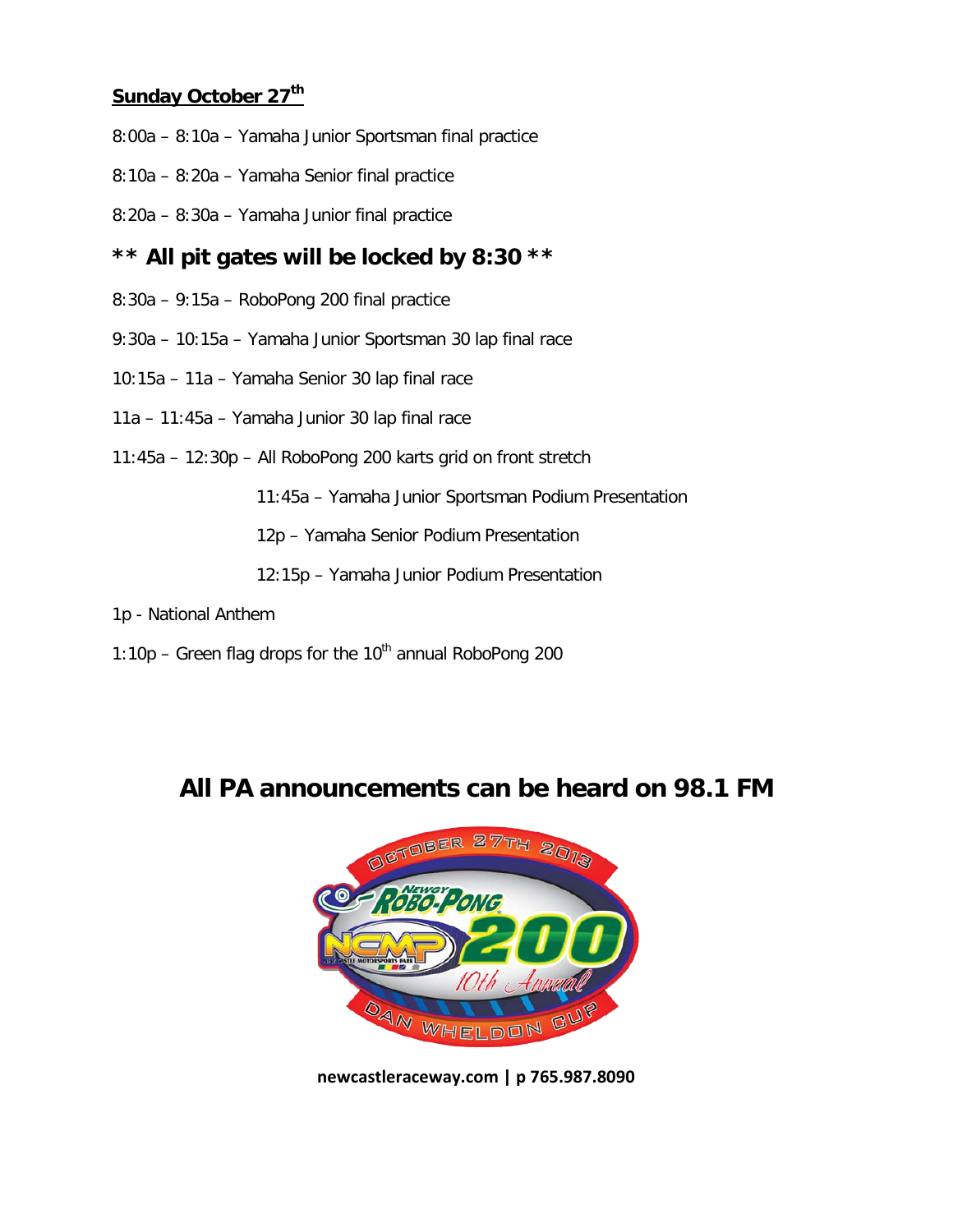**Sunday October 27th**

8:00a – 8:10a – Yamaha Junior Sportsman final practice

8:10a – 8:20a – Yamaha Senior final practice

8:20a – 8:30a – Yamaha Junior final practice

## ** All pit gates will be locked by 8:30 **

8:30a – 9:15a – RoboPong 200 final practice

9:30a – 10:15a – Yamaha Junior Sportsman 30 lap final race

10:15a – 11a – Yamaha Senior 30 lap final race

11a – 11:45a – Yamaha Junior 30 lap final race

11:45a – 12:30p – All RoboPong 200 karts grid on front stretch

- 11:45a – Yamaha Junior Sportsman Podium Presentation
- 12p – Yamaha Senior Podium Presentation
- 12:15p – Yamaha Junior Podium Presentation

1p - National Anthem

1:10p – Green flag drops for the 10th annual RoboPong 200

## All PA announcements can be heard on 98.1 FM

OCTOBER 27TH 2013

NEWGY ROBO-PONG 200

NCMP NEW CASTLE MOTORSPORTS PARK

10th Annual

DAN WHELDON CUP

**newcastleraceway.com | p 765.987.8090**